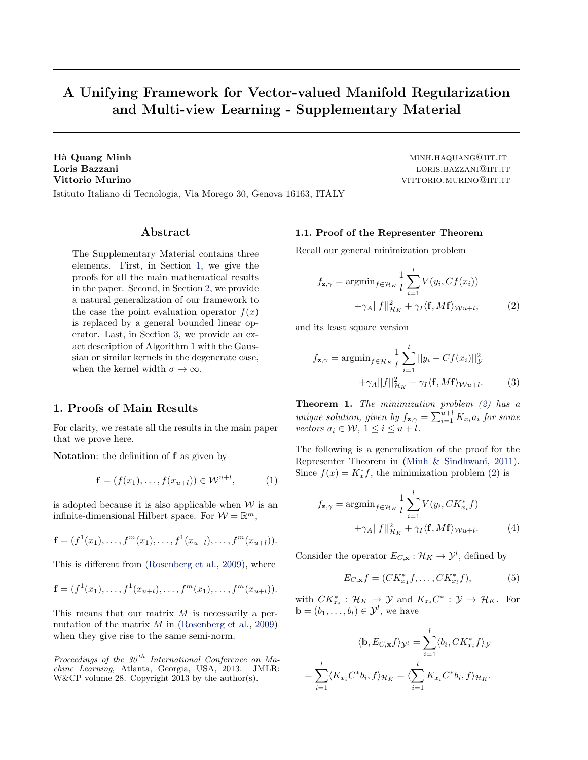# A Unifying Framework for Vector-valued Manifold Regularization and Multi-view Learning - Supplementary Material

**Hà Quang Minh** MINH.HAQUANG@IIT.IT
**Loris Bazzani** LORIS.BAZZANI@IIT.IT
**Vittorio Murino** VITTORIO.MURINO@IIT.IT

Istituto Italiano di Tecnologia, Via Morego 30, Genova 16163, ITALY

## Abstract

The Supplementary Material contains three elements. First, in Section 1, we give the proofs for all the main mathematical results in the paper. Second, in Section 2, we provide a natural generalization of our framework to the case the point evaluation operator $f(x)$ is replaced by a general bounded linear operator. Last, in Section 3, we provide an exact description of Algorithm 1 with the Gaussian or similar kernels in the degenerate case, when the kernel width $\sigma \to \infty$.

## 1. Proofs of Main Results

For clarity, we restate all the results in the main paper that we prove here.

**Notation**: the definition of $\mathbf{f}$ as given by

$$\mathbf{f} = (f(x_1), \ldots, f(x_{u+l})) \in \mathcal{W}^{u+l}, \tag{1}$$

is adopted because it is also applicable when $\mathcal{W}$ is an infinite-dimensional Hilbert space. For $\mathcal{W} = \mathbb{R}^m$,

$$\mathbf{f} = (f^1(x_1), \ldots, f^m(x_1), \ldots, f^1(x_{u+l}), \ldots, f^m(x_{u+l})).$$

This is different from (Rosenberg et al., 2009), where

$$\mathbf{f} = (f^1(x_1), \ldots, f^1(x_{u+l}), \ldots, f^m(x_1), \ldots, f^m(x_{u+l})).$$

This means that our matrix $M$ is necessarily a permutation of the matrix $M$ in (Rosenberg et al., 2009) when they give rise to the same semi-norm.

### 1.1. Proof of the Representer Theorem

Recall our general minimization problem

$$f_{\mathbf{z},\gamma} = \operatorname{argmin}_{f \in \mathcal{H}_K} \frac{1}{l} \sum_{i=1}^{l} V(y_i, Cf(x_i)) + \gamma_A ||f||^2_{\mathcal{H}_K} + \gamma_I \langle \mathbf{f}, M\mathbf{f} \rangle_{\mathcal{W}^{u+l}}, \tag{2}$$

and its least square version

$$f_{\mathbf{z},\gamma} = \operatorname{argmin}_{f \in \mathcal{H}_K} \frac{1}{l} \sum_{i=1}^{l} ||y_i - Cf(x_i)||^2_{\mathcal{Y}} + \gamma_A ||f||^2_{\mathcal{H}_K} + \gamma_I \langle \mathbf{f}, M\mathbf{f} \rangle_{\mathcal{W}^{u+l}}. \tag{3}$$

**Theorem 1.** *The minimization problem (2) has a unique solution, given by $f_{\mathbf{z},\gamma} = \sum_{i=1}^{u+l} K_{x_i} a_i$ for some vectors $a_i \in \mathcal{W}$, $1 \leq i \leq u+l$.*

The following is a generalization of the proof for the Representer Theorem in (Minh & Sindhwani, 2011). Since $f(x) = K_x^* f$, the minimization problem (2) is

$$f_{\mathbf{z},\gamma} = \operatorname{argmin}_{f \in \mathcal{H}_K} \frac{1}{l} \sum_{i=1}^{l} V(y_i, CK_{x_i}^* f) + \gamma_A ||f||^2_{\mathcal{H}_K} + \gamma_I \langle \mathbf{f}, M\mathbf{f} \rangle_{\mathcal{W}^{u+l}}. \tag{4}$$

Consider the operator $E_{C,\mathbf{x}} : \mathcal{H}_K \to \mathcal{Y}^l$, defined by

$$E_{C,\mathbf{x}} f = (CK_{x_1}^* f, \ldots, CK_{x_l}^* f), \tag{5}$$

with $CK_{x_i}^* : \mathcal{H}_K \to \mathcal{Y}$ and $K_{x_i} C^* : \mathcal{Y} \to \mathcal{H}_K$. For $\mathbf{b} = (b_1, \ldots, b_l) \in \mathcal{Y}^l$, we have

$$\langle \mathbf{b}, E_{C,\mathbf{x}} f \rangle_{\mathcal{Y}^l} = \sum_{i=1}^{l} \langle b_i, CK_{x_i}^* f \rangle_{\mathcal{Y}}$$

$$= \sum_{i=1}^{l} \langle K_{x_i} C^* b_i, f \rangle_{\mathcal{H}_K} = \langle \sum_{i=1}^{l} K_{x_i} C^* b_i, f \rangle_{\mathcal{H}_K}.$$

*Proceedings of the 30[th] International Conference on Machine Learning*, Atlanta, Georgia, USA, 2013. JMLR: W&CP volume 28. Copyright 2013 by the author(s).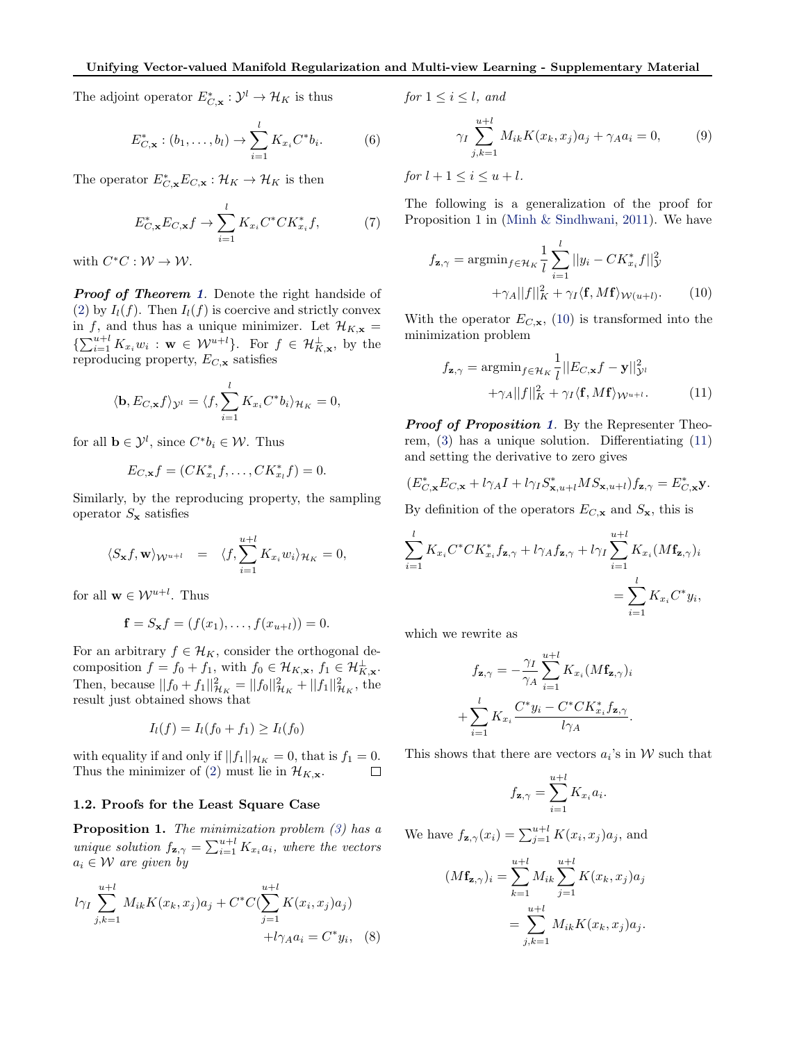The adjoint operator $E^*_{C,\mathbf{x}} : \mathcal{Y}^l \to \mathcal{H}_K$ is thus

$$E^*_{C,\mathbf{x}} : (b_1, \ldots, b_l) \to \sum_{i=1}^{l} K_{x_i} C^* b_i. \tag{6}$$

The operator $E^*_{C,\mathbf{x}} E_{C,\mathbf{x}} : \mathcal{H}_K \to \mathcal{H}_K$ is then

$$E^*_{C,\mathbf{x}} E_{C,\mathbf{x}} f \to \sum_{i=1}^{l} K_{x_i} C^* C K^*_{x_i} f, \tag{7}$$

with $C^*C : \mathcal{W} \to \mathcal{W}$.

***Proof of Theorem 1.*** Denote the right handside of (2) by $I_l(f)$. Then $I_l(f)$ is coercive and strictly convex in $f$, and thus has a unique minimizer. Let $\mathcal{H}_{K,\mathbf{x}} = \{\sum_{i=1}^{u+l} K_{x_i} w_i : \mathbf{w} \in \mathcal{W}^{u+l}\}$. For $f \in \mathcal{H}^{\perp}_{K,\mathbf{x}}$, by the reproducing property, $E_{C,\mathbf{x}}$ satisfies

$$\langle \mathbf{b}, E_{C,\mathbf{x}} f \rangle_{\mathcal{Y}^l} = \langle f, \sum_{i=1}^{l} K_{x_i} C^* b_i \rangle_{\mathcal{H}_K} = 0,$$

for all $\mathbf{b} \in \mathcal{Y}^l$, since $C^* b_i \in \mathcal{W}$. Thus

$$E_{C,\mathbf{x}} f = (CK^*_{x_1} f, \ldots, CK^*_{x_l} f) = 0.$$

Similarly, by the reproducing property, the sampling operator $S_{\mathbf{x}}$ satisfies

$$\langle S_{\mathbf{x}} f, \mathbf{w} \rangle_{\mathcal{W}^{u+l}} = \langle f, \sum_{i=1}^{u+l} K_{x_i} w_i \rangle_{\mathcal{H}_K} = 0,$$

for all $\mathbf{w} \in \mathcal{W}^{u+l}$. Thus

$$\mathbf{f} = S_{\mathbf{x}} f = (f(x_1), \ldots, f(x_{u+l})) = 0.$$

For an arbitrary $f \in \mathcal{H}_K$, consider the orthogonal decomposition $f = f_0 + f_1$, with $f_0 \in \mathcal{H}_{K,\mathbf{x}}$, $f_1 \in \mathcal{H}^{\perp}_{K,\mathbf{x}}$. Then, because $||f_0 + f_1||^2_{\mathcal{H}_K} = ||f_0||^2_{\mathcal{H}_K} + ||f_1||^2_{\mathcal{H}_K}$, the result just obtained shows that

$$I_l(f) = I_l(f_0 + f_1) \geq I_l(f_0)$$

with equality if and only if $||f_1||_{\mathcal{H}_K} = 0$, that is $f_1 = 0$. Thus the minimizer of (2) must lie in $\mathcal{H}_{K,\mathbf{x}}$. ◻

### 1.2. Proofs for the Least Square Case

**Proposition 1.** *The minimization problem (3) has a unique solution $f_{\mathbf{z},\gamma} = \sum_{i=1}^{u+l} K_{x_i} a_i$, where the vectors $a_i \in \mathcal{W}$ are given by*

$$l\gamma_I \sum_{j,k=1}^{u+l} M_{ik} K(x_k, x_j) a_j + C^*C(\sum_{j=1}^{u+l} K(x_i, x_j) a_j) + l\gamma_A a_i = C^* y_i, \tag{8}$$

*for $1 \leq i \leq l$, and*

$$\gamma_I \sum_{j,k=1}^{u+l} M_{ik} K(x_k, x_j) a_j + \gamma_A a_i = 0, \tag{9}$$

*for $l+1 \leq i \leq u+l$.*

The following is a generalization of the proof for Proposition 1 in (Minh & Sindhwani, 2011). We have

$$f_{\mathbf{z},\gamma} = \text{argmin}_{f \in \mathcal{H}_K} \frac{1}{l} \sum_{i=1}^{l} ||y_i - CK^*_{x_i} f||^2_{\mathcal{Y}} + \gamma_A ||f||^2_K + \gamma_I \langle \mathbf{f}, M\mathbf{f} \rangle_{\mathcal{W}(u+l)}. \tag{10}$$

With the operator $E_{C,\mathbf{x}}$, (10) is transformed into the minimization problem

$$f_{\mathbf{z},\gamma} = \text{argmin}_{f \in \mathcal{H}_K} \frac{1}{l} ||E_{C,\mathbf{x}} f - \mathbf{y}||^2_{\mathcal{Y}^l} + \gamma_A ||f||^2_K + \gamma_I \langle \mathbf{f}, M\mathbf{f} \rangle_{\mathcal{W}^{u+l}}. \tag{11}$$

***Proof of Proposition 1.*** By the Representer Theorem, (3) has a unique solution. Differentiating (11) and setting the derivative to zero gives

$$(E^*_{C,\mathbf{x}} E_{C,\mathbf{x}} + l\gamma_A I + l\gamma_I S^*_{\mathbf{x},u+l} M S_{\mathbf{x},u+l}) f_{\mathbf{z},\gamma} = E^*_{C,\mathbf{x}} \mathbf{y}.$$

By definition of the operators $E_{C,\mathbf{x}}$ and $S_{\mathbf{x}}$, this is

$$\sum_{i=1}^{l} K_{x_i} C^* C K^*_{x_i} f_{\mathbf{z},\gamma} + l\gamma_A f_{\mathbf{z},\gamma} + l\gamma_I \sum_{i=1}^{u+l} K_{x_i} (M\mathbf{f}_{\mathbf{z},\gamma})_i = \sum_{i=1}^{l} K_{x_i} C^* y_i,$$

which we rewrite as

$$f_{\mathbf{z},\gamma} = -\frac{\gamma_I}{\gamma_A} \sum_{i=1}^{u+l} K_{x_i} (M\mathbf{f}_{\mathbf{z},\gamma})_i + \sum_{i=1}^{l} K_{x_i} \frac{C^* y_i - C^* C K^*_{x_i} f_{\mathbf{z},\gamma}}{l\gamma_A}.$$

This shows that there are vectors $a_i$'s in $\mathcal{W}$ such that

$$f_{\mathbf{z},\gamma} = \sum_{i=1}^{u+l} K_{x_i} a_i.$$

We have $f_{\mathbf{z},\gamma}(x_i) = \sum_{j=1}^{u+l} K(x_i, x_j) a_j$, and

$$(M\mathbf{f}_{\mathbf{z},\gamma})_i = \sum_{k=1}^{u+l} M_{ik} \sum_{j=1}^{u+l} K(x_k, x_j) a_j = \sum_{j,k=1}^{u+l} M_{ik} K(x_k, x_j) a_j.$$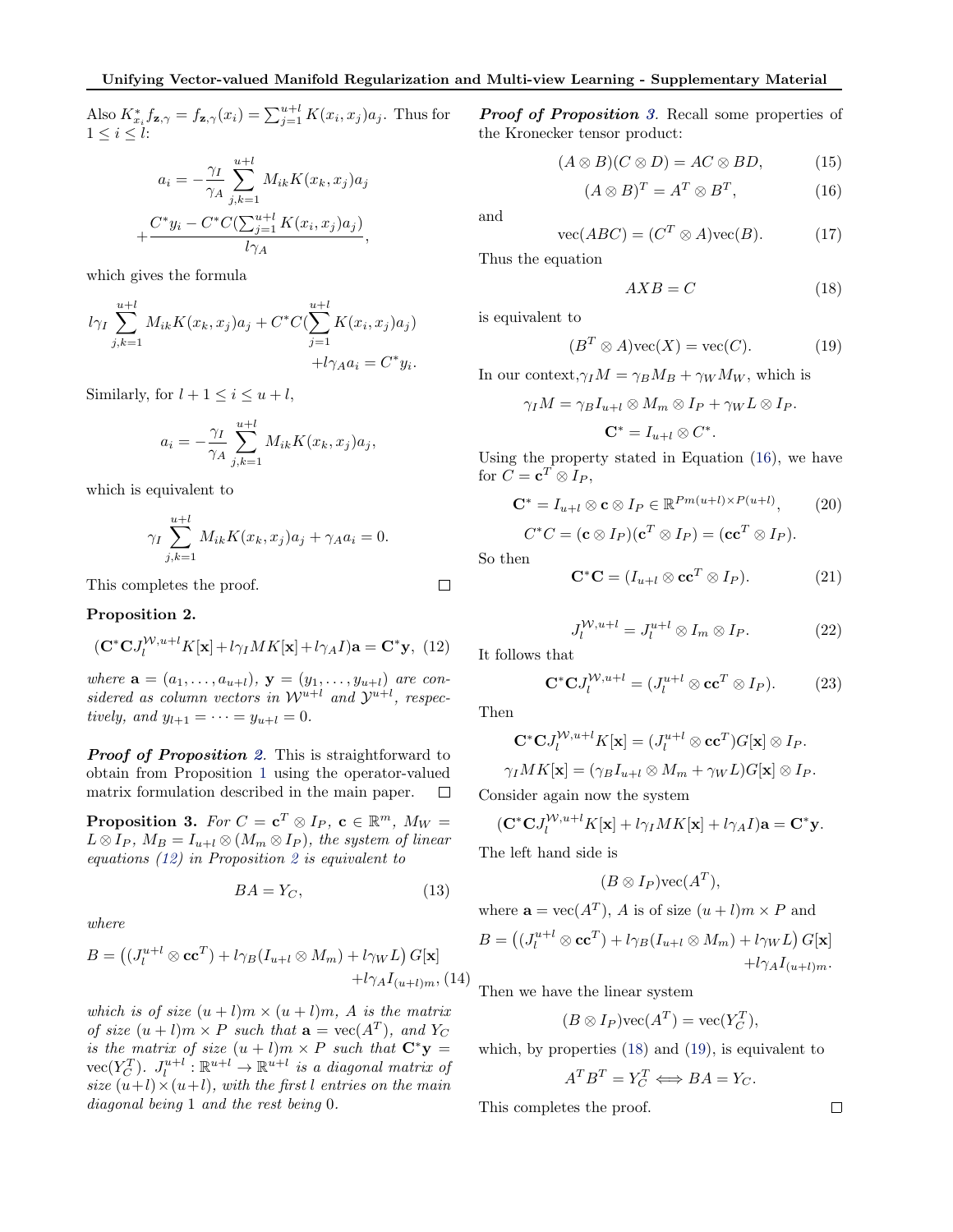Also $K_{x_i}^* f_{\mathbf{z},\gamma} = f_{\mathbf{z},\gamma}(x_i) = \sum_{j=1}^{u+l} K(x_i, x_j)a_j$. Thus for $1 \leq i \leq l$:

$$a_i = -\frac{\gamma_I}{\gamma_A}\sum_{j,k=1}^{u+l} M_{ik}K(x_k, x_j)a_j + \frac{C^*y_i - C^*C(\sum_{j=1}^{u+l} K(x_i,x_j)a_j)}{l\gamma_A},$$

which gives the formula

$$l\gamma_I \sum_{j,k=1}^{u+l} M_{ik}K(x_k,x_j)a_j + C^*C(\sum_{j=1}^{u+l} K(x_i,x_j)a_j) + l\gamma_A a_i = C^*y_i.$$

Similarly, for $l+1 \leq i \leq u+l$,

$$a_i = -\frac{\gamma_I}{\gamma_A}\sum_{j,k=1}^{u+l} M_{ik}K(x_k,x_j)a_j,$$

which is equivalent to

$$\gamma_I \sum_{j,k=1}^{u+l} M_{ik}K(x_k,x_j)a_j + \gamma_A a_i = 0.$$

This completes the proof. □

**Proposition 2.**

$$(\mathbf{C}^*\mathbf{C}J_l^{\mathcal{W},u+l}K[\mathbf{x}] + l\gamma_I MK[\mathbf{x}] + l\gamma_A I)\mathbf{a} = \mathbf{C}^*\mathbf{y}, \quad (12)$$

*where $\mathbf{a} = (a_1, \ldots, a_{u+l})$, $\mathbf{y} = (y_1, \ldots, y_{u+l})$ are considered as column vectors in $\mathcal{W}^{u+l}$ and $\mathcal{Y}^{u+l}$, respectively, and $y_{l+1} = \cdots = y_{u+l} = 0$.*

***Proof of Proposition 2.*** This is straightforward to obtain from Proposition 1 using the operator-valued matrix formulation described in the main paper. □

**Proposition 3.** *For $C = \mathbf{c}^T \otimes I_P$, $\mathbf{c} \in \mathbb{R}^m$, $M_W = L \otimes I_P$, $M_B = I_{u+l} \otimes (M_m \otimes I_P)$, the system of linear equations (12) in Proposition 2 is equivalent to*

$$BA = Y_C, \quad (13)$$

*where*

$$B = \left((J_l^{u+l} \otimes \mathbf{c}\mathbf{c}^T) + l\gamma_B(I_{u+l} \otimes M_m) + l\gamma_W L\right)G[\mathbf{x}] + l\gamma_A I_{(u+l)m}, \quad (14)$$

*which is of size $(u+l)m \times (u+l)m$, $A$ is the matrix of size $(u+l)m \times P$ such that $\mathbf{a} = \mathrm{vec}(A^T)$, and $Y_C$ is the matrix of size $(u+l)m \times P$ such that $\mathbf{C}^*\mathbf{y} = \mathrm{vec}(Y_C^T)$. $J_l^{u+l} : \mathbb{R}^{u+l} \to \mathbb{R}^{u+l}$ is a diagonal matrix of size $(u+l)\times(u+l)$, with the first $l$ entries on the main diagonal being 1 and the rest being 0.*

***Proof of Proposition 3.*** Recall some properties of the Kronecker tensor product:

$$(A \otimes B)(C \otimes D) = AC \otimes BD, \quad (15)$$

$$(A \otimes B)^T = A^T \otimes B^T, \quad (16)$$

and

$$\mathrm{vec}(ABC) = (C^T \otimes A)\mathrm{vec}(B). \quad (17)$$

Thus the equation

$$AXB = C \quad (18)$$

is equivalent to

$$(B^T \otimes A)\mathrm{vec}(X) = \mathrm{vec}(C). \quad (19)$$

In our context, $\gamma_I M = \gamma_B M_B + \gamma_W M_W$, which is

$$\gamma_I M = \gamma_B I_{u+l} \otimes M_m \otimes I_P + \gamma_W L \otimes I_P.$$

$$\mathbf{C}^* = I_{u+l} \otimes C^*.$$

Using the property stated in Equation (16), we have for $C = \mathbf{c}^T \otimes I_P$,

$$\mathbf{C}^* = I_{u+l} \otimes \mathbf{c} \otimes I_P \in \mathbb{R}^{Pm(u+l)\times P(u+l)}, \quad (20)$$

$$C^*C = (\mathbf{c} \otimes I_P)(\mathbf{c}^T \otimes I_P) = (\mathbf{c}\mathbf{c}^T \otimes I_P).$$

So then

$$\mathbf{C}^*\mathbf{C} = (I_{u+l} \otimes \mathbf{c}\mathbf{c}^T \otimes I_P). \quad (21)$$

$$J_l^{\mathcal{W},u+l} = J_l^{u+l} \otimes I_m \otimes I_P. \quad (22)$$

It follows that

$$\mathbf{C}^*\mathbf{C}J_l^{\mathcal{W},u+l} = (J_l^{u+l} \otimes \mathbf{c}\mathbf{c}^T \otimes I_P). \quad (23)$$

Then

$$\mathbf{C}^*\mathbf{C}J_l^{\mathcal{W},u+l}K[\mathbf{x}] = (J_l^{u+l} \otimes \mathbf{c}\mathbf{c}^T)G[\mathbf{x}] \otimes I_P.$$

$$\gamma_I MK[\mathbf{x}] = (\gamma_B I_{u+l} \otimes M_m + \gamma_W L)G[\mathbf{x}] \otimes I_P.$$

Consider again now the system

$$(\mathbf{C}^*\mathbf{C}J_l^{\mathcal{W},u+l}K[\mathbf{x}] + l\gamma_I MK[\mathbf{x}] + l\gamma_A I)\mathbf{a} = \mathbf{C}^*\mathbf{y}.$$

The left hand side is

$$(B \otimes I_P)\mathrm{vec}(A^T),$$

where $\mathbf{a} = \mathrm{vec}(A^T)$, $A$ is of size $(u+l)m \times P$ and

$$B = \left((J_l^{u+l} \otimes \mathbf{c}\mathbf{c}^T) + l\gamma_B(I_{u+l} \otimes M_m) + l\gamma_W L\right)G[\mathbf{x}] + l\gamma_A I_{(u+l)m}.$$

Then we have the linear system

$$(B \otimes I_P)\mathrm{vec}(A^T) = \mathrm{vec}(Y_C^T),$$

which, by properties (18) and (19), is equivalent to

$$A^T B^T = Y_C^T \Longleftrightarrow BA = Y_C.$$

This completes the proof. □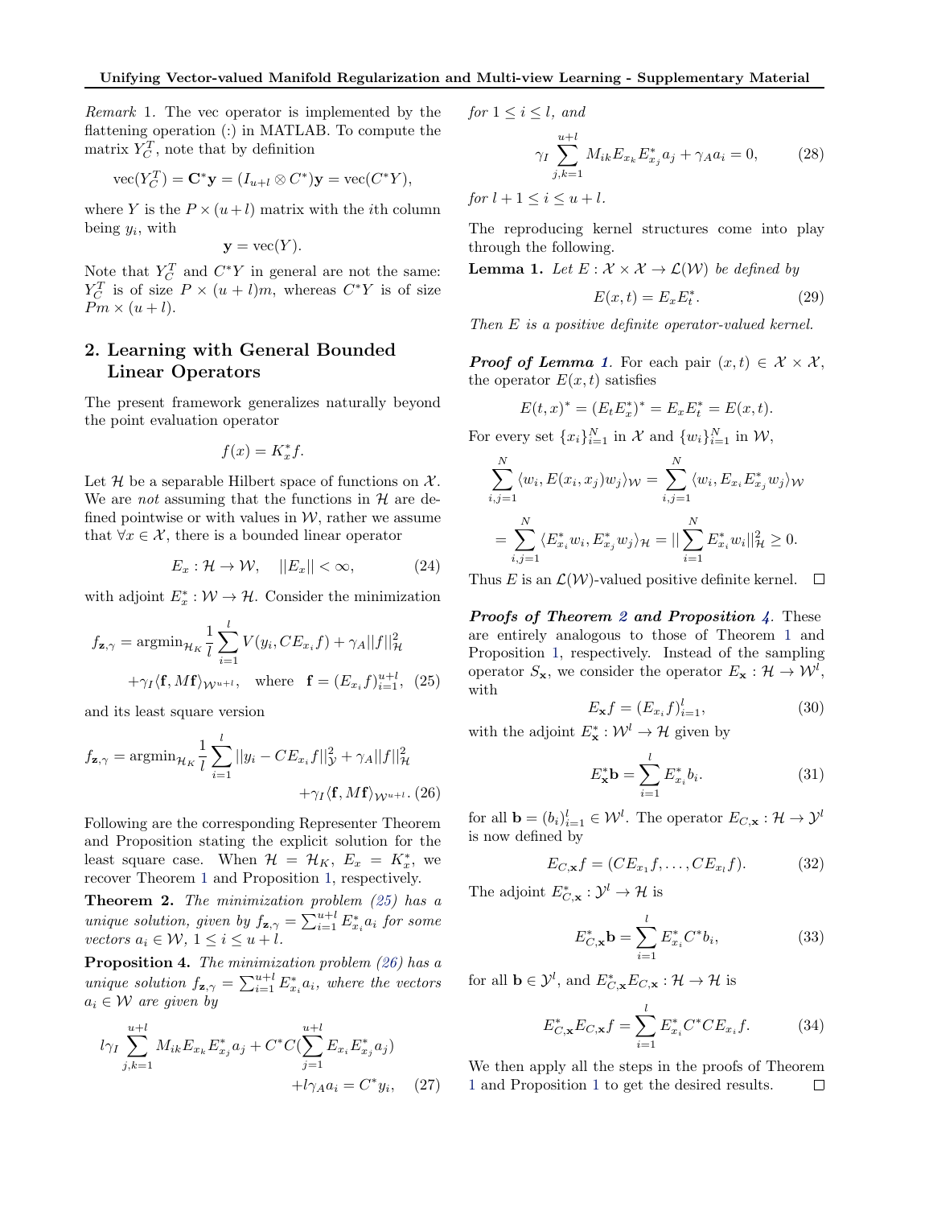*Remark* 1. The vec operator is implemented by the flattening operation (:) in MATLAB. To compute the matrix $Y_C^T$, note that by definition

$$\text{vec}(Y_C^T) = \mathbf{C}^*\mathbf{y} = (I_{u+l} \otimes C^*)\mathbf{y} = \text{vec}(C^*Y),$$

where $Y$ is the $P \times (u+l)$ matrix with the $i$th column being $y_i$, with

$$\mathbf{y} = \text{vec}(Y).$$

Note that $Y_C^T$ and $C^*Y$ in general are not the same: $Y_C^T$ is of size $P \times (u+l)m$, whereas $C^*Y$ is of size $Pm \times (u+l)$.

## 2. Learning with General Bounded Linear Operators

The present framework generalizes naturally beyond the point evaluation operator

$$f(x) = K_x^* f.$$

Let $\mathcal{H}$ be a separable Hilbert space of functions on $\mathcal{X}$. We are *not* assuming that the functions in $\mathcal{H}$ are defined pointwise or with values in $\mathcal{W}$, rather we assume that $\forall x \in \mathcal{X}$, there is a bounded linear operator

$$E_x : \mathcal{H} \to \mathcal{W}, \quad ||E_x|| < \infty, \tag{24}$$

with adjoint $E_x^* : \mathcal{W} \to \mathcal{H}$. Consider the minimization

$$f_{\mathbf{z},\gamma} = \text{argmin}_{\mathcal{H}_K} \frac{1}{l}\sum_{i=1}^{l} V(y_i, CE_{x_i}f) + \gamma_A ||f||^2_{\mathcal{H}} + \gamma_I \langle \mathbf{f}, M\mathbf{f}\rangle_{\mathcal{W}^{u+l}}, \quad \text{where} \quad \mathbf{f} = (E_{x_i}f)_{i=1}^{u+l}, \tag{25}$$

and its least square version

$$f_{\mathbf{z},\gamma} = \text{argmin}_{\mathcal{H}_K} \frac{1}{l}\sum_{i=1}^{l} ||y_i - CE_{x_i}f||^2_{\mathcal{Y}} + \gamma_A ||f||^2_{\mathcal{H}} + \gamma_I \langle \mathbf{f}, M\mathbf{f}\rangle_{\mathcal{W}^{u+l}}. \tag{26}$$

Following are the corresponding Representer Theorem and Proposition stating the explicit solution for the least square case. When $\mathcal{H} = \mathcal{H}_K$, $E_x = K_x^*$, we recover Theorem 1 and Proposition 1, respectively.

**Theorem 2.** *The minimization problem (25) has a unique solution, given by $f_{\mathbf{z},\gamma} = \sum_{i=1}^{u+l} E_{x_i}^* a_i$ for some vectors $a_i \in \mathcal{W}$, $1 \leq i \leq u+l$.*

**Proposition 4.** *The minimization problem (26) has a unique solution $f_{\mathbf{z},\gamma} = \sum_{i=1}^{u+l} E_{x_i}^* a_i$, where the vectors $a_i \in \mathcal{W}$ are given by*

$$l\gamma_I \sum_{j,k=1}^{u+l} M_{ik} E_{x_k} E_{x_j}^* a_j + C^*C\Big(\sum_{j=1}^{u+l} E_{x_i} E_{x_j}^* a_j\Big) + l\gamma_A a_i = C^* y_i, \tag{27}$$

*for $1 \leq i \leq l$, and*

$$\gamma_I \sum_{j,k=1}^{u+l} M_{ik} E_{x_k} E_{x_j}^* a_j + \gamma_A a_i = 0, \tag{28}$$

*for $l+1 \leq i \leq u+l$.*

The reproducing kernel structures come into play through the following.

**Lemma 1.** *Let $E : \mathcal{X} \times \mathcal{X} \to \mathcal{L}(\mathcal{W})$ be defined by*

$$E(x,t) = E_x E_t^*. \tag{29}$$

*Then $E$ is a positive definite operator-valued kernel.*

***Proof of Lemma 1.*** For each pair $(x,t) \in \mathcal{X} \times \mathcal{X}$, the operator $E(x,t)$ satisfies

$$E(t,x)^* = (E_t E_x^*)^* = E_x E_t^* = E(x,t).$$

For every set $\{x_i\}_{i=1}^N$ in $\mathcal{X}$ and $\{w_i\}_{i=1}^N$ in $\mathcal{W}$,

$$\sum_{i,j=1}^{N} \langle w_i, E(x_i,x_j)w_j\rangle_{\mathcal{W}} = \sum_{i,j=1}^{N} \langle w_i, E_{x_i}E_{x_j}^* w_j\rangle_{\mathcal{W}}$$

$$= \sum_{i,j=1}^{N} \langle E_{x_i}^* w_i, E_{x_j}^* w_j\rangle_{\mathcal{H}} = ||\sum_{i=1}^{N} E_{x_i}^* w_i||^2_{\mathcal{H}} \geq 0.$$

Thus $E$ is an $\mathcal{L}(\mathcal{W})$-valued positive definite kernel. ☐

***Proofs of Theorem 2 and Proposition 4.*** These are entirely analogous to those of Theorem 1 and Proposition 1, respectively. Instead of the sampling operator $S_{\mathbf{x}}$, we consider the operator $E_{\mathbf{x}} : \mathcal{H} \to \mathcal{W}^l$, with

$$E_{\mathbf{x}} f = (E_{x_i} f)_{i=1}^{l}, \tag{30}$$

with the adjoint $E_{\mathbf{x}}^* : \mathcal{W}^l \to \mathcal{H}$ given by

$$E_{\mathbf{x}}^* \mathbf{b} = \sum_{i=1}^{l} E_{x_i}^* b_i. \tag{31}$$

for all $\mathbf{b} = (b_i)_{i=1}^l \in \mathcal{W}^l$. The operator $E_{C,\mathbf{x}} : \mathcal{H} \to \mathcal{Y}^l$ is now defined by

$$E_{C,\mathbf{x}} f = (CE_{x_1}f, \ldots, CE_{x_l}f). \tag{32}$$

The adjoint $E_{C,\mathbf{x}}^* : \mathcal{Y}^l \to \mathcal{H}$ is

$$E_{C,\mathbf{x}}^* \mathbf{b} = \sum_{i=1}^{l} E_{x_i}^* C^* b_i, \tag{33}$$

for all $\mathbf{b} \in \mathcal{Y}^l$, and $E_{C,\mathbf{x}}^* E_{C,\mathbf{x}} : \mathcal{H} \to \mathcal{H}$ is

$$E_{C,\mathbf{x}}^* E_{C,\mathbf{x}} f = \sum_{i=1}^{l} E_{x_i}^* C^* C E_{x_i} f. \tag{34}$$

We then apply all the steps in the proofs of Theorem 1 and Proposition 1 to get the desired results. ☐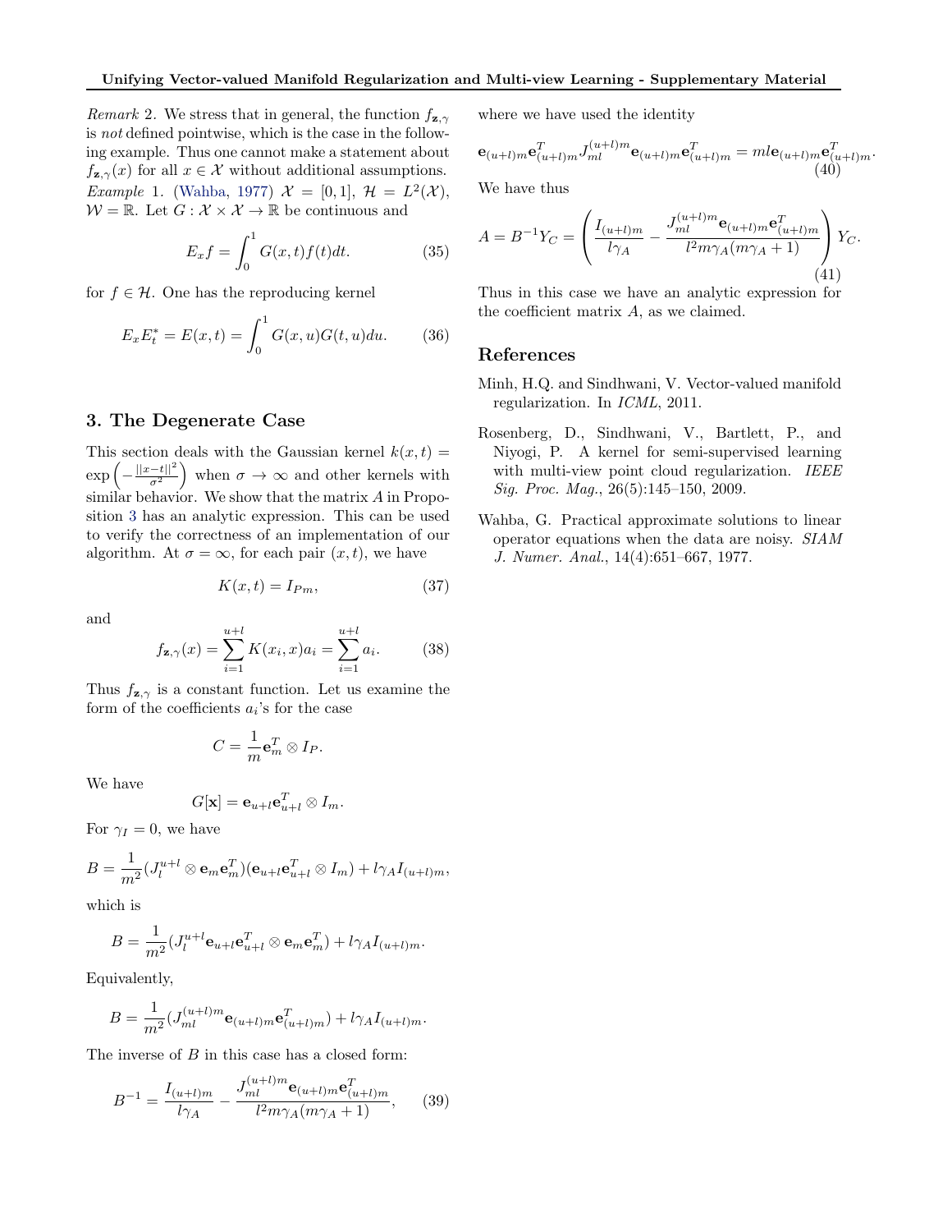*Remark* 2. We stress that in general, the function $f_{\mathbf{z},\gamma}$ is *not* defined pointwise, which is the case in the following example. Thus one cannot make a statement about $f_{\mathbf{z},\gamma}(x)$ for all $x \in \mathcal{X}$ without additional assumptions.

*Example* 1. (Wahba, 1977) $\mathcal{X} = [0,1]$, $\mathcal{H} = L^2(\mathcal{X})$, $\mathcal{W} = \mathbb{R}$. Let $G : \mathcal{X} \times \mathcal{X} \to \mathbb{R}$ be continuous and

$$E_x f = \int_0^1 G(x,t) f(t) dt. \tag{35}$$

for $f \in \mathcal{H}$. One has the reproducing kernel

$$E_x E_t^* = E(x,t) = \int_0^1 G(x,u) G(t,u) du. \tag{36}$$

## 3. The Degenerate Case

This section deals with the Gaussian kernel $k(x,t) = \exp\left(-\frac{||x-t||^2}{\sigma^2}\right)$ when $\sigma \to \infty$ and other kernels with similar behavior. We show that the matrix $A$ in Proposition 3 has an analytic expression. This can be used to verify the correctness of an implementation of our algorithm. At $\sigma = \infty$, for each pair $(x,t)$, we have

$$K(x,t) = I_{Pm}, \tag{37}$$

and

$$f_{\mathbf{z},\gamma}(x) = \sum_{i=1}^{u+l} K(x_i, x) a_i = \sum_{i=1}^{u+l} a_i. \tag{38}$$

Thus $f_{\mathbf{z},\gamma}$ is a constant function. Let us examine the form of the coefficients $a_i$'s for the case

$$C = \frac{1}{m} \mathbf{e}_m^T \otimes I_P.$$

We have

$$G[\mathbf{x}] = \mathbf{e}_{u+l} \mathbf{e}_{u+l}^T \otimes I_m.$$

For $\gamma_I = 0$, we have

$$B = \frac{1}{m^2} (J_l^{u+l} \otimes \mathbf{e}_m \mathbf{e}_m^T)(\mathbf{e}_{u+l} \mathbf{e}_{u+l}^T \otimes I_m) + l\gamma_A I_{(u+l)m},$$

which is

$$B = \frac{1}{m^2} (J_l^{u+l} \mathbf{e}_{u+l} \mathbf{e}_{u+l}^T \otimes \mathbf{e}_m \mathbf{e}_m^T) + l\gamma_A I_{(u+l)m}.$$

Equivalently,

$$B = \frac{1}{m^2} (J_{ml}^{(u+l)m} \mathbf{e}_{(u+l)m} \mathbf{e}_{(u+l)m}^T) + l\gamma_A I_{(u+l)m}.$$

The inverse of $B$ in this case has a closed form:

$$B^{-1} = \frac{I_{(u+l)m}}{l\gamma_A} - \frac{J_{ml}^{(u+l)m} \mathbf{e}_{(u+l)m} \mathbf{e}_{(u+l)m}^T}{l^2 m \gamma_A (m\gamma_A + 1)}, \tag{39}$$

where we have used the identity

$$\mathbf{e}_{(u+l)m} \mathbf{e}_{(u+l)m}^T J_{ml}^{(u+l)m} \mathbf{e}_{(u+l)m} \mathbf{e}_{(u+l)m}^T = ml \mathbf{e}_{(u+l)m} \mathbf{e}_{(u+l)m}^T. \tag{40}$$

We have thus

$$A = B^{-1} Y_C = \left( \frac{I_{(u+l)m}}{l\gamma_A} - \frac{J_{ml}^{(u+l)m} \mathbf{e}_{(u+l)m} \mathbf{e}_{(u+l)m}^T}{l^2 m \gamma_A (m\gamma_A + 1)} \right) Y_C. \tag{41}$$

Thus in this case we have an analytic expression for the coefficient matrix $A$, as we claimed.

## References

Minh, H.Q. and Sindhwani, V. Vector-valued manifold regularization. In *ICML*, 2011.

Rosenberg, D., Sindhwani, V., Bartlett, P., and Niyogi, P. A kernel for semi-supervised learning with multi-view point cloud regularization. *IEEE Sig. Proc. Mag.*, 26(5):145–150, 2009.

Wahba, G. Practical approximate solutions to linear operator equations when the data are noisy. *SIAM J. Numer. Anal.*, 14(4):651–667, 1977.